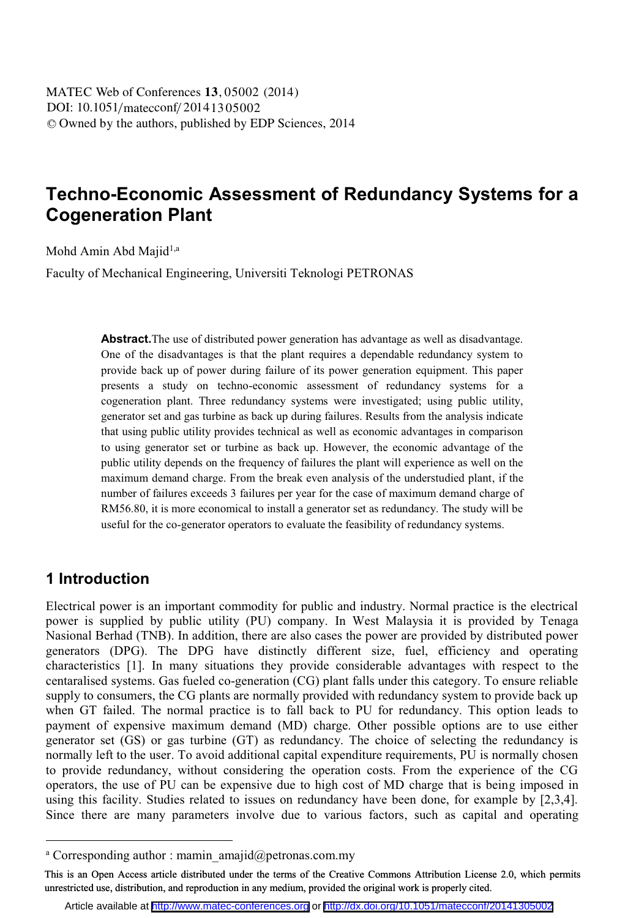# Techno-Economic Assessment of Redundancy Systems for a Cogeneration Plant

Mohd Amin Abd Majid[1,a]

Faculty of Mechanical Engineering, Universiti Teknologi PETRONAS

**Abstract.**The use of distributed power generation has advantage as well as disadvantage. One of the disadvantages is that the plant requires a dependable redundancy system to provide back up of power during failure of its power generation equipment. This paper presents a study on techno-economic assessment of redundancy systems for a cogeneration plant. Three redundancy systems were investigated; using public utility, generator set and gas turbine as back up during failures. Results from the analysis indicate that using public utility provides technical as well as economic advantages in comparison to using generator set or turbine as back up. However, the economic advantage of the public utility depends on the frequency of failures the plant will experience as well on the maximum demand charge. From the break even analysis of the understudied plant, if the number of failures exceeds 3 failures per year for the case of maximum demand charge of RM56.80, it is more economical to install a generator set as redundancy. The study will be useful for the co-generator operators to evaluate the feasibility of redundancy systems.

## 1 Introduction

Electrical power is an important commodity for public and industry. Normal practice is the electrical power is supplied by public utility (PU) company. In West Malaysia it is provided by Tenaga Nasional Berhad (TNB). In addition, there are also cases the power are provided by distributed power generators (DPG). The DPG have distinctly different size, fuel, efficiency and operating characteristics [1]. In many situations they provide considerable advantages with respect to the centaralised systems. Gas fueled co-generation (CG) plant falls under this category. To ensure reliable supply to consumers, the CG plants are normally provided with redundancy system to provide back up when GT failed. The normal practice is to fall back to PU for redundancy. This option leads to payment of expensive maximum demand (MD) charge. Other possible options are to use either generator set (GS) or gas turbine (GT) as redundancy. The choice of selecting the redundancy is normally left to the user. To avoid additional capital expenditure requirements, PU is normally chosen to provide redundancy, without considering the operation costs. From the experience of the CG operators, the use of PU can be expensive due to high cost of MD charge that is being imposed in using this facility. Studies related to issues on redundancy have been done, for example by [2,3,4]. Since there are many parameters involve due to various factors, such as capital and operating

[a] Corresponding author : mamin_amajid@petronas.com.my

This is an Open Access article distributed under the terms of the Creative Commons Attribution License 2.0, which permits unrestricted use, distribution, and reproduction in any medium, provided the original work is properly cited.

Article available at http://www.matec-conferences.org or http://dx.doi.org/10.1051/matecconf/20141305002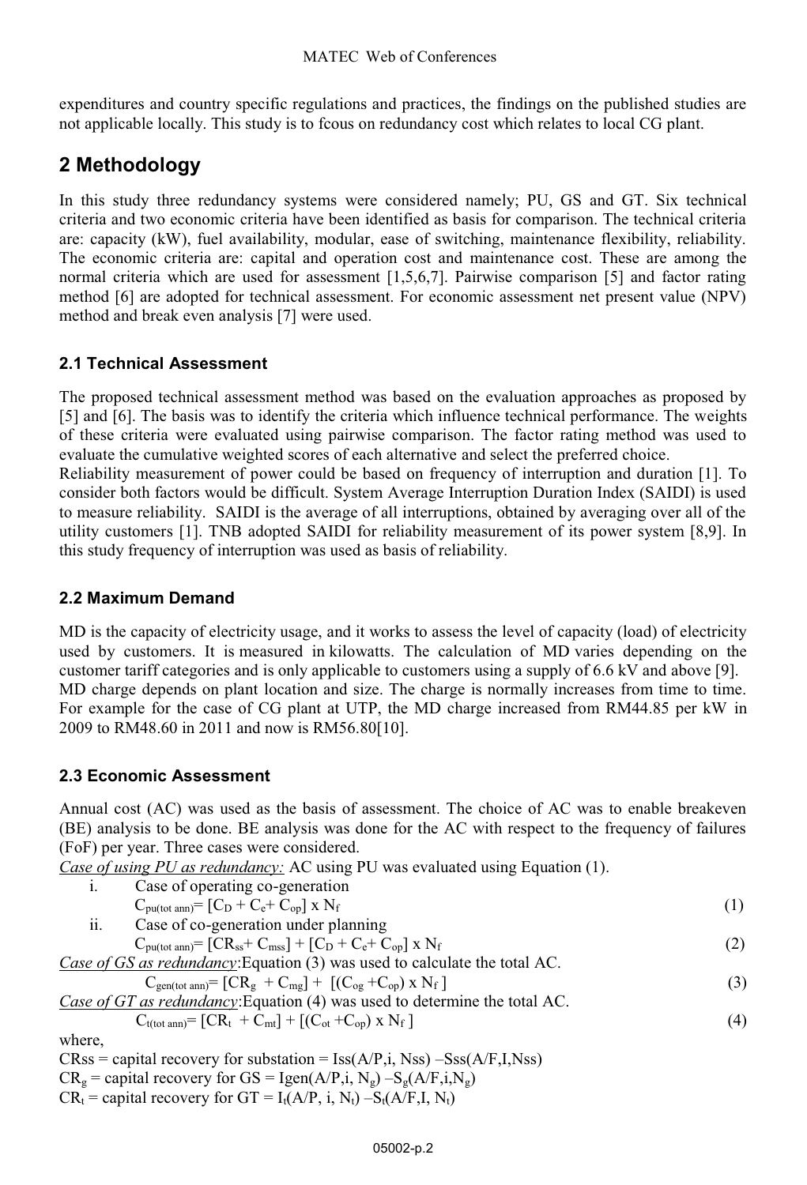expenditures and country specific regulations and practices, the findings on the published studies are not applicable locally. This study is to fcous on redundancy cost which relates to local CG plant.

## 2 Methodology

In this study three redundancy systems were considered namely; PU, GS and GT. Six technical criteria and two economic criteria have been identified as basis for comparison. The technical criteria are: capacity (kW), fuel availability, modular, ease of switching, maintenance flexibility, reliability. The economic criteria are: capital and operation cost and maintenance cost. These are among the normal criteria which are used for assessment [1,5,6,7]. Pairwise comparison [5] and factor rating method [6] are adopted for technical assessment. For economic assessment net present value (NPV) method and break even analysis [7] were used.

### 2.1 Technical Assessment

The proposed technical assessment method was based on the evaluation approaches as proposed by [5] and [6]. The basis was to identify the criteria which influence technical performance. The weights of these criteria were evaluated using pairwise comparison. The factor rating method was used to evaluate the cumulative weighted scores of each alternative and select the preferred choice.

Reliability measurement of power could be based on frequency of interruption and duration [1]. To consider both factors would be difficult. System Average Interruption Duration Index (SAIDI) is used to measure reliability. SAIDI is the average of all interruptions, obtained by averaging over all of the utility customers [1]. TNB adopted SAIDI for reliability measurement of its power system [8,9]. In this study frequency of interruption was used as basis of reliability.

### 2.2 Maximum Demand

MD is the capacity of electricity usage, and it works to assess the level of capacity (load) of electricity used by customers. It is measured in kilowatts. The calculation of MD varies depending on the customer tariff categories and is only applicable to customers using a supply of 6.6 kV and above [9].

MD charge depends on plant location and size. The charge is normally increases from time to time. For example for the case of CG plant at UTP, the MD charge increased from RM44.85 per kW in 2009 to RM48.60 in 2011 and now is RM56.80[10].

### 2.3 Economic Assessment

Annual cost (AC) was used as the basis of assessment. The choice of AC was to enable breakeven (BE) analysis to be done. BE analysis was done for the AC with respect to the frequency of failures (FoF) per year. Three cases were considered.

*Case of using PU as redundancy:* AC using PU was evaluated using Equation (1).

i. Case of operating co-generation

$$C_{pu(tot\ ann)} = [C_D + C_e + C_{op}] \times N_f \tag{1}$$

ii. Case of co-generation under planning

$$C_{pu(tot\ ann)} = [CR_{ss} + C_{mss}] + [C_D + C_e + C_{op}] \times N_f \tag{2}$$

*Case of GS as redundancy*:Equation (3) was used to calculate the total AC.

$$C_{gen(tot\ ann)} = [CR_g + C_{mg}] + [(C_{og} + C_{op}) \times N_f] \tag{3}$$

*Case of GT as redundancy*:Equation (4) was used to determine the total AC.

$$C_{t(tot\ ann)} = [CR_t + C_{mt}] + [(C_{ot} + C_{op}) \times N_f] \tag{4}$$

where,

CRss = capital recovery for substation = Iss(A/P,i, Nss) –Sss(A/F,I,Nss)

$CR_g$ = capital recovery for GS = $I_{gen}(A/P,i, N_g) - S_g(A/F,i,N_g)$

$CR_t$ = capital recovery for GT = $I_t(A/P, i, N_t) - S_t(A/F,I, N_t)$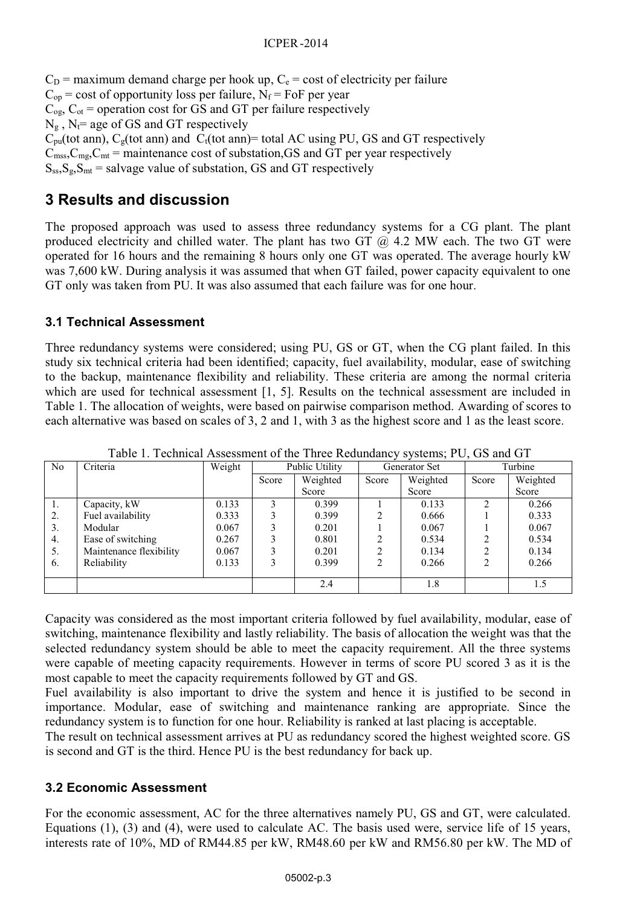$C_D$ = maximum demand charge per hook up, $C_e$ = cost of electricity per failure
$C_{op}$ = cost of opportunity loss per failure, $N_f$ = FoF per year
$C_{og}$, $C_{ot}$ = operation cost for GS and GT per failure respectively
$N_g$ , $N_t$= age of GS and GT respectively
$C_{pu}$(tot ann), $C_g$(tot ann) and $C_t$(tot ann)= total AC using PU, GS and GT respectively
$C_{mss}$,$C_{mg}$,$C_{mt}$ = maintenance cost of substation,GS and GT per year respectively
$S_{ss}$,$S_g$,$S_{mt}$ = salvage value of substation, GS and GT respectively

## 3 Results and discussion

The proposed approach was used to assess three redundancy systems for a CG plant. The plant produced electricity and chilled water. The plant has two GT @ 4.2 MW each. The two GT were operated for 16 hours and the remaining 8 hours only one GT was operated. The average hourly kW was 7,600 kW. During analysis it was assumed that when GT failed, power capacity equivalent to one GT only was taken from PU. It was also assumed that each failure was for one hour.

### 3.1 Technical Assessment

Three redundancy systems were considered; using PU, GS or GT, when the CG plant failed. In this study six technical criteria had been identified; capacity, fuel availability, modular, ease of switching to the backup, maintenance flexibility and reliability. These criteria are among the normal criteria which are used for technical assessment [1, 5]. Results on the technical assessment are included in Table 1. The allocation of weights, were based on pairwise comparison method. Awarding of scores to each alternative was based on scales of 3, 2 and 1, with 3 as the highest score and 1 as the least score.

Table 1. Technical Assessment of the Three Redundancy systems; PU, GS and GT

| No | Criteria | Weight | Public Utility | | Generator Set | | Turbine | |
|---|---|---|---|---|---|---|---|---|
| | | | Score | Weighted Score | Score | Weighted Score | Score | Weighted Score |
| 1. | Capacity, kW | 0.133 | 3 | 0.399 | 1 | 0.133 | 2 | 0.266 |
| 2. | Fuel availability | 0.333 | 3 | 0.399 | 2 | 0.666 | 1 | 0.333 |
| 3. | Modular | 0.067 | 3 | 0.201 | 1 | 0.067 | 1 | 0.067 |
| 4. | Ease of switching | 0.267 | 3 | 0.801 | 2 | 0.534 | 2 | 0.534 |
| 5. | Maintenance flexibility | 0.067 | 3 | 0.201 | 2 | 0.134 | 2 | 0.134 |
| 6. | Reliability | 0.133 | 3 | 0.399 | 2 | 0.266 | 2 | 0.266 |
| | | | | 2.4 | | 1.8 | | 1.5 |

Capacity was considered as the most important criteria followed by fuel availability, modular, ease of switching, maintenance flexibility and lastly reliability. The basis of allocation the weight was that the selected redundancy system should be able to meet the capacity requirement. All the three systems were capable of meeting capacity requirements. However in terms of score PU scored 3 as it is the most capable to meet the capacity requirements followed by GT and GS.
Fuel availability is also important to drive the system and hence it is justified to be second in importance. Modular, ease of switching and maintenance ranking are appropriate. Since the redundancy system is to function for one hour. Reliability is ranked at last placing is acceptable.
The result on technical assessment arrives at PU as redundancy scored the highest weighted score. GS is second and GT is the third. Hence PU is the best redundancy for back up.

### 3.2 Economic Assessment

For the economic assessment, AC for the three alternatives namely PU, GS and GT, were calculated. Equations (1), (3) and (4), were used to calculate AC. The basis used were, service life of 15 years, interests rate of 10%, MD of RM44.85 per kW, RM48.60 per kW and RM56.80 per kW. The MD of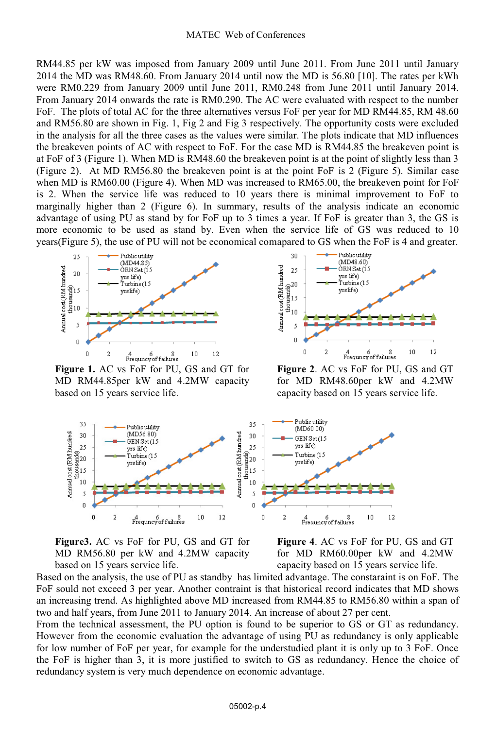RM44.85 per kW was imposed from January 2009 until June 2011. From June 2011 until January 2014 the MD was RM48.60. From January 2014 until now the MD is 56.80 [10]. The rates per kWh were RM0.229 from January 2009 until June 2011, RM0.248 from June 2011 until January 2014. From January 2014 onwards the rate is RM0.290. The AC were evaluated with respect to the number FoF. The plots of total AC for the three alternatives versus FoF per year for MD RM44.85, RM 48.60 and RM56.80 are shown in Fig. 1, Fig 2 and Fig 3 respectively. The opportunity costs were excluded in the analysis for all the three cases as the values were similar. The plots indicate that MD influences the breakeven points of AC with respect to FoF. For the case MD is RM44.85 the breakeven point is at FoF of 3 (Figure 1). When MD is RM48.60 the breakeven point is at the point of slightly less than 3 (Figure 2). At MD RM56.80 the breakeven point is at the point FoF is 2 (Figure 5). Similar case when MD is RM60.00 (Figure 4). When MD was increased to RM65.00, the breakeven point for FoF is 2. When the service life was reduced to 10 years there is minimal improvement to FoF to marginally higher than 2 (Figure 6). In summary, results of the analysis indicate an economic advantage of using PU as stand by for FoF up to 3 times a year. If FoF is greater than 3, the GS is more economic to be used as stand by. Even when the service life of GS was reduced to 10 years(Figure 5), the use of PU will not be economical comapared to GS when the FoF is 4 and greater.

**Figure 1.** AC vs FoF for PU, GS and GT for MD RM44.85per kW and 4.2MW capacity based on 15 years service life.

**Figure 2**. AC vs FoF for PU, GS and GT for MD RM48.60per kW and 4.2MW capacity based on 15 years service life.

**Figure3.** AC vs FoF for PU, GS and GT for MD RM56.80 per kW and 4.2MW capacity based on 15 years service life.

**Figure 4**. AC vs FoF for PU, GS and GT for MD RM60.00per kW and 4.2MW capacity based on 15 years service life.

Based on the analysis, the use of PU as standby has limited advantage. The constaraint is on FoF. The FoF sould not exceed 3 per year. Another contraint is that historical record indicates that MD shows an increasing trend. As highlighted above MD increased from RM44.85 to RM56.80 within a span of two and half years, from June 2011 to January 2014. An increase of about 27 per cent.

From the technical assessment, the PU option is found to be superior to GS or GT as redundancy. However from the economic evaluation the advantage of using PU as redundancy is only applicable for low number of FoF per year, for example for the understudied plant it is only up to 3 FoF. Once the FoF is higher than 3, it is more justified to switch to GS as redundancy. Hence the choice of redundancy system is very much dependence on economic advantage.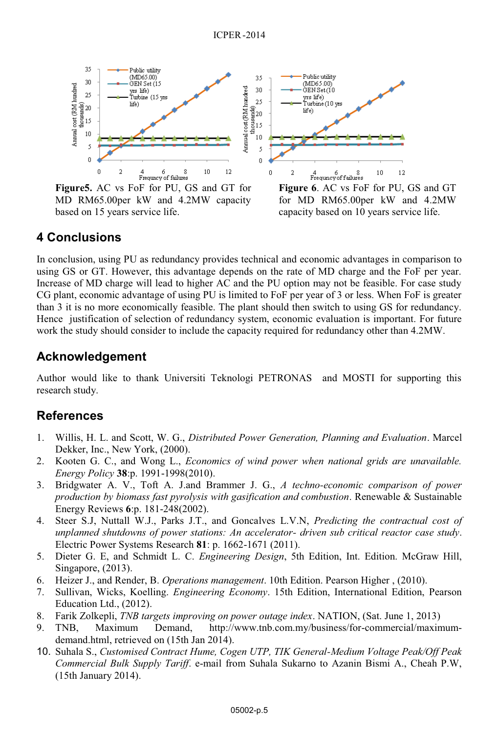35
30
25
20
15
10
5
0

Annual cost (RM hundred thousands)

0 2 4 6 8 10 12

Frequncy of failures

Public utility (MD65.00)
GEN Set (15 yrs life)
Turbine (15 yrs life)

**Figure5.** AC vs FoF for PU, GS and GT for MD RM65.00per kW and 4.2MW capacity based on 15 years service life.

35
30
25
20
15
10
5
0

Annual cost (RM hundred thousands)

0 2 4 6 8 10 12

Frequncy of failures

Public utility (MD65.00)
GEN Set (10 yrs life)
Turbine (10 yrs life)

**Figure 6**. AC vs FoF for PU, GS and GT for MD RM65.00per kW and 4.2MW capacity based on 10 years service life.

## 4 Conclusions

In conclusion, using PU as redundancy provides technical and economic advantages in comparison to using GS or GT. However, this advantage depends on the rate of MD charge and the FoF per year. Increase of MD charge will lead to higher AC and the PU option may not be feasible. For case study CG plant, economic advantage of using PU is limited to FoF per year of 3 or less. When FoF is greater than 3 it is no more economically feasible. The plant should then switch to using GS for redundancy. Hence justification of selection of redundancy system, economic evaluation is important. For future work the study should consider to include the capacity required for redundancy other than 4.2MW.

## Acknowledgement

Author would like to thank Universiti Teknologi PETRONAS and MOSTI for supporting this research study.

## References

1. Willis, H. L. and Scott, W. G., *Distributed Power Generation, Planning and Evaluation*. Marcel Dekker, Inc., New York, (2000).
2. Kooten G. C., and Wong L., *Economics of wind power when national grids are unavailable. Energy Policy* **38**:p. 1991-1998(2010).
3. Bridgwater A. V., Toft A. J.and Brammer J. G., *A techno-economic comparison of power production by biomass fast pyrolysis with gasification and combustion*. Renewable & Sustainable Energy Reviews **6**:p. 181-248(2002).
4. Steer S.J, Nuttall W.J., Parks J.T., and Goncalves L.V.N, *Predicting the contractual cost of unplanned shutdowns of power stations: An accelerator- driven sub critical reactor case study*. Electric Power Systems Research **81**: p. 1662-1671 (2011).
5. Dieter G. E, and Schmidt L. C. *Engineering Design*, 5th Edition, Int. Edition. McGraw Hill, Singapore, (2013).
6. Heizer J., and Render, B. *Operations management*. 10th Edition. Pearson Higher , (2010).
7. Sullivan, Wicks, Koelling. *Engineering Economy*. 15th Edition, International Edition, Pearson Education Ltd., (2012).
8. Farik Zolkepli, *TNB targets improving on power outage index*. NATION, (Sat. June 1, 2013)
9. TNB, Maximum Demand, http://www.tnb.com.my/business/for-commercial/maximum-demand.html, retrieved on (15th Jan 2014).
10. Suhala S., *Customised Contract Hume, Cogen UTP, TIK General-Medium Voltage Peak/Off Peak Commercial Bulk Supply Tariff*. e-mail from Suhala Sukarno to Azanin Bismi A., Cheah P.W, (15th January 2014).